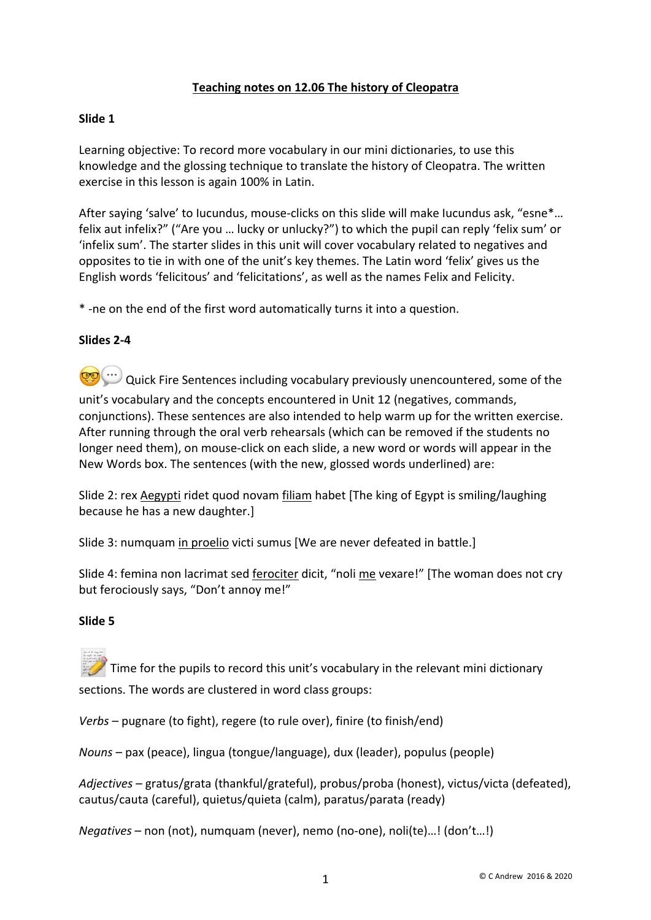# Teaching notes on 12.06 The history of Cleopatra

**Slide 1**

Learning objective: To record more vocabulary in our mini dictionaries, to use this knowledge and the glossing technique to translate the history of Cleopatra. The written exercise in this lesson is again 100% in Latin.

After saying 'salve' to Iucundus, mouse-clicks on this slide will make Iucundus ask, "esne*… felix aut infelix?" ("Are you … lucky or unlucky?") to which the pupil can reply 'felix sum' or 'infelix sum'. The starter slides in this unit will cover vocabulary related to negatives and opposites to tie in with one of the unit's key themes. The Latin word 'felix' gives us the English words 'felicitous' and 'felicitations', as well as the names Felix and Felicity.

* -ne on the end of the first word automatically turns it into a question.

**Slides 2-4**

🤓💬 Quick Fire Sentences including vocabulary previously unencountered, some of the unit's vocabulary and the concepts encountered in Unit 12 (negatives, commands, conjunctions). These sentences are also intended to help warm up for the written exercise. After running through the oral verb rehearsals (which can be removed if the students no longer need them), on mouse-click on each slide, a new word or words will appear in the New Words box. The sentences (with the new, glossed words underlined) are:

Slide 2: rex <u>Aegypti</u> ridet quod novam <u>filiam</u> habet [The king of Egypt is smiling/laughing because he has a new daughter.]

Slide 3: numquam <u>in proelio</u> victi sumus [We are never defeated in battle.]

Slide 4: femina non lacrimat sed <u>ferociter</u> dicit, "noli <u>me</u> vexare!" [The woman does not cry but ferociously says, "Don't annoy me!"

**Slide 5**

📝 Time for the pupils to record this unit's vocabulary in the relevant mini dictionary sections. The words are clustered in word class groups:

*Verbs* – pugnare (to fight), regere (to rule over), finire (to finish/end)

*Nouns* – pax (peace), lingua (tongue/language), dux (leader), populus (people)

*Adjectives* – gratus/grata (thankful/grateful), probus/proba (honest), victus/victa (defeated), cautus/cauta (careful), quietus/quieta (calm), paratus/parata (ready)

*Negatives* – non (not), numquam (never), nemo (no-one), noli(te)…! (don't…!)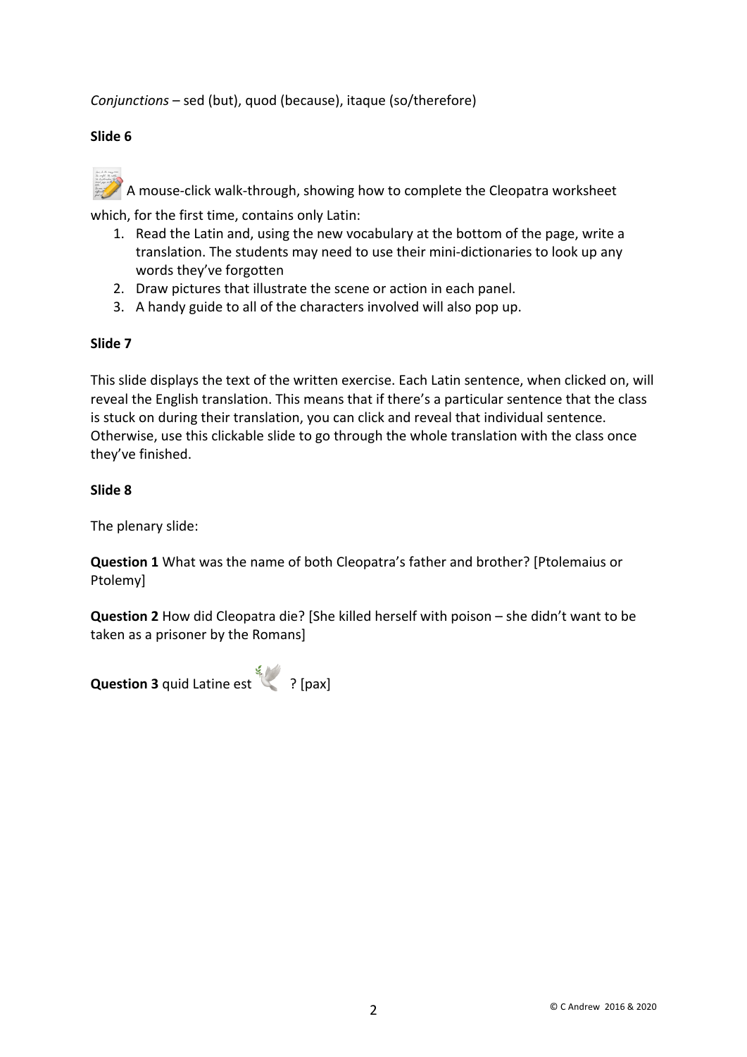*Conjunctions* – sed (but), quod (because), itaque (so/therefore)

**Slide 6**

A mouse-click walk-through, showing how to complete the Cleopatra worksheet which, for the first time, contains only Latin:

1. Read the Latin and, using the new vocabulary at the bottom of the page, write a translation. The students may need to use their mini-dictionaries to look up any words they've forgotten
2. Draw pictures that illustrate the scene or action in each panel.
3. A handy guide to all of the characters involved will also pop up.

**Slide 7**

This slide displays the text of the written exercise. Each Latin sentence, when clicked on, will reveal the English translation. This means that if there's a particular sentence that the class is stuck on during their translation, you can click and reveal that individual sentence. Otherwise, use this clickable slide to go through the whole translation with the class once they've finished.

**Slide 8**

The plenary slide:

**Question 1** What was the name of both Cleopatra's father and brother? [Ptolemaius or Ptolemy]

**Question 2** How did Cleopatra die? [She killed herself with poison – she didn't want to be taken as a prisoner by the Romans]

**Question 3** quid Latine est ? [pax]

© C Andrew 2016 & 2020